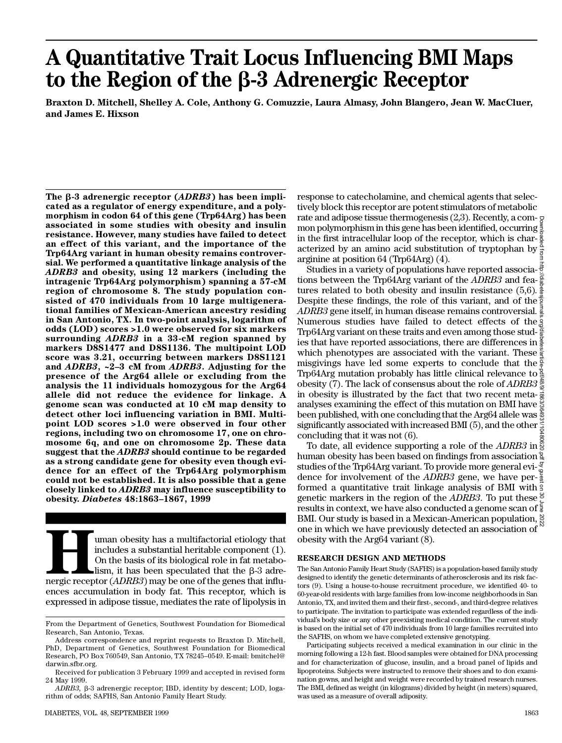# A Quantitative Trait Locus Influencing BMI Maps to the Region of the β-3 Adrenergic Receptor

**Braxton D. Mitchell, Shelley A. Cole, Anthony G. Comuzzie, Laura Almasy, John Blangero, Jean W. MacCluer, and James E. Hixson**

**The β-3 adrenergic receptor (*ADRB3*) has been implicated as a regulator of energy expenditure, and a polymorphism in codon 64 of this gene (Trp64Arg) has been associated in some studies with obesity and insulin resistance. However, many studies have failed to detect an effect of this variant, and the importance of the Trp64Arg variant in human obesity remains controversial. We performed a quantitative linkage analysis of the *ADRB3* and obesity, using 12 markers (including the intragenic Trp64Arg polymorphism) spanning a 57-cM region of chromosome 8. The study population consisted of 470 individuals from 10 large multigenerational families of Mexican-American ancestry residing in San Antonio, TX. In two-point analysis, logarithm of odds (LOD) scores >1.0 were observed for six markers surrounding *ADRB3* in a 33-cM region spanned by markers D8S1477 and D8S1136. The multipoint LOD score was 3.21, occurring between markers D8S1121 and *ADRB3*, ~2–3 cM from *ADRB3*. Adjusting for the presence of the Arg64 allele or excluding from the analysis the 11 individuals homozygous for the Arg64 allele did not reduce the evidence for linkage. A genome scan was conducted at 10 cM map density to detect other loci influencing variation in BMI. Multipoint LOD scores >1.0 were observed in four other regions, including two on chromosome 17, one on chromosome 6q, and one on chromosome 2p. These data suggest that the *ADRB3* should continue to be regarded as a strong candidate gene for obesity even though evidence for an effect of the Trp64Arg polymorphism could not be established. It is also possible that a gene closely linked to *ADRB3* may influence susceptibility to obesity. *Diabetes* 48:1863–1867, 1999**

Human obesity has a multifactorial etiology that includes a substantial heritable component (1). On the basis of its biological role in fat metabolism, it has been speculated that the β-3 adrenergic receptor (*ADRB3*) may be one of the genes that influences accumulation in body fat. This receptor, which is expressed in adipose tissue, mediates the rate of lipolysis in response to catecholamine, and chemical agents that selectively block this receptor are potent stimulators of metabolic rate and adipose tissue thermogenesis (2,3). Recently, a common polymorphism in this gene has been identified, occurring in the first intracellular loop of the receptor, which is characterized by an amino acid substitution of tryptophan by arginine at position 64 (Trp64Arg) (4).

Studies in a variety of populations have reported associations between the Trp64Arg variant of the *ADRB3* and features related to both obesity and insulin resistance (5,6). Despite these findings, the role of this variant, and of the *ADRB3* gene itself, in human disease remains controversial. Numerous studies have failed to detect effects of the Trp64Arg variant on these traits and even among those studies that have reported associations, there are differences in which phenotypes are associated with the variant. These misgivings have led some experts to conclude that the Trp64Arg mutation probably has little clinical relevance to obesity (7). The lack of consensus about the role of *ADRB3* in obesity is illustrated by the fact that two recent meta-analyses examining the effect of this mutation on BMI have been published, with one concluding that the Arg64 allele was significantly associated with increased BMI (5), and the other concluding that it was not (6).

To date, all evidence supporting a role of the *ADRB3* in human obesity has been based on findings from association studies of the Trp64Arg variant. To provide more general evidence for involvement of the *ADRB3* gene, we have performed a quantitative trait linkage analysis of BMI with genetic markers in the region of the *ADRB3*. To put these results in context, we have also conducted a genome scan of BMI. Our study is based in a Mexican-American population, one in which we have previously detected an association of obesity with the Arg64 variant (8).

## RESEARCH DESIGN AND METHODS

The San Antonio Family Heart Study (SAFHS) is a population-based family study designed to identify the genetic determinants of atherosclerosis and its risk factors (9). Using a house-to-house recruitment procedure, we identified 40- to 60-year-old residents with large families from low-income neighborhoods in San Antonio, TX, and invited them and their first-, second-, and third-degree relatives to participate. The invitation to participate was extended regardless of the individual's body size or any other preexisting medical condition. The current study is based on the initial set of 470 individuals from 10 large families recruited into the SAFHS, on whom we have completed extensive genotyping.

Participating subjects received a medical examination in our clinic in the morning following a 12-h fast. Blood samples were obtained for DNA processing and for characterization of glucose, insulin, and a broad panel of lipids and lipoproteins. Subjects were instructed to remove their shoes and to don examination gowns, and height and weight were recorded by trained research nurses. The BMI, defined as weight (in kilograms) divided by height (in meters) squared, was used as a measure of overall adiposity.

---

From the Department of Genetics, Southwest Foundation for Biomedical Research, San Antonio, Texas.

Address correspondence and reprint requests to Braxton D. Mitchell, PhD, Department of Genetics, Southwest Foundation for Biomedical Research, PO Box 760549, San Antonio, TX 78245–0549. E-mail: bmitchel@darwin.sfbr.org.

Received for publication 3 February 1999 and accepted in revised form 24 May 1999.

*ADRB3*, β-3 adrenergic receptor; IBD, identity by descent; LOD, logarithm of odds; SAFHS, San Antonio Family Heart Study.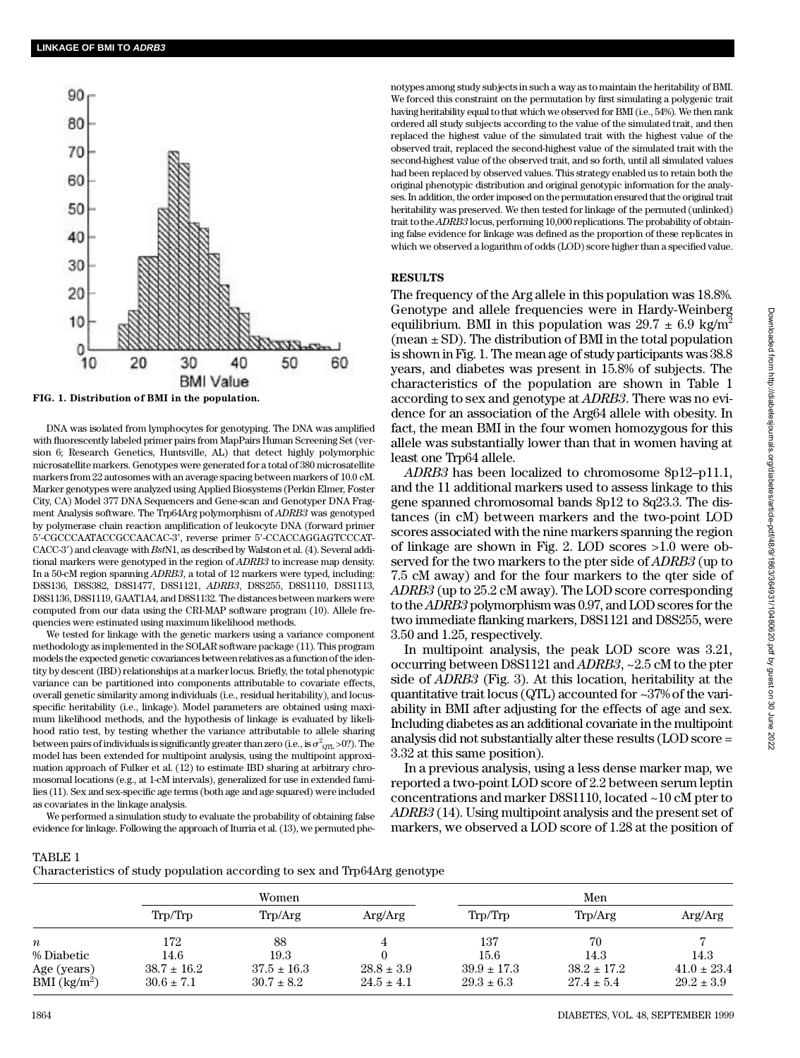FIG. 1. Distribution of BMI in the population.

DNA was isolated from lymphocytes for genotyping. The DNA was amplified with fluorescently labeled primer pairs from MapPairs Human Screening Set (version 6; Research Genetics, Huntsville, AL) that detect highly polymorphic microsatellite markers. Genotypes were generated for a total of 380 microsatellite markers from 22 autosomes with an average spacing between markers of 10.0 cM. Marker genotypes were analyzed using Applied Biosystems (Perkin Elmer, Foster City, CA) Model 377 DNA Sequencers and Gene-scan and Genotyper DNA Fragment Analysis software. The Trp64Arg polymorphism of *ADRB3* was genotyped by polymerase chain reaction amplification of leukocyte DNA (forward primer 5′-CGCCCAATACCGCCAACAC-3′, reverse primer 5′-CCACCAGGAGTCCCATCACC-3′) and cleavage with *Bst*N1, as described by Walston et al. (4). Several additional markers were genotyped in the region of *ADRB3* to increase map density. In a 50-cM region spanning *ADRB3*, a total of 12 markers were typed, including: D8S136, D8S382, D8S1477, D8S1121, *ADRB3*, D8S255, D8S1110, D8S1113, D8S1136, D8S1119, GAAT1A4, and D8S1132. The distances between markers were computed from our data using the CRI-MAP software program (10). Allele frequencies were estimated using maximum likelihood methods.

We tested for linkage with the genetic markers using a variance component methodology as implemented in the SOLAR software package (11). This program models the expected genetic covariances between relatives as a function of the identity by descent (IBD) relationships at a marker locus. Briefly, the total phenotypic variance can be partitioned into components attributable to covariate effects, overall genetic similarity among individuals (i.e., residual heritability), and locus-specific heritability (i.e., linkage). Model parameters are obtained using maximum likelihood methods, and the hypothesis of linkage is evaluated by likelihood ratio test, by testing whether the variance attributable to allele sharing between pairs of individuals is significantly greater than zero (i.e., is $\sigma^2_{QTL} > 0$?). The model has been extended for multipoint analysis, using the multipoint approximation approach of Fulker et al. (12) to estimate IBD sharing at arbitrary chromosomal locations (e.g., at 1-cM intervals), generalized for use in extended families (11). Sex and sex-specific age terms (both age and age squared) were included as covariates in the linkage analysis.

We performed a simulation study to evaluate the probability of obtaining false evidence for linkage. Following the approach of Iturria et al. (13), we permuted phenotypes among study subjects in such a way as to maintain the heritability of BMI. We forced this constraint on the permutation by first simulating a polygenic trait having heritability equal to that which we observed for BMI (i.e., 54%). We then rank ordered all study subjects according to the value of the simulated trait, and then replaced the highest value of the simulated trait with the highest value of the observed trait, replaced the second-highest value of the simulated trait with the second-highest value of the observed trait, and so forth, until all simulated values had been replaced by observed values. This strategy enabled us to retain both the original phenotypic distribution and original genotypic information for the analyses. In addition, the order imposed on the permutation ensured that the original trait heritability was preserved. We then tested for linkage of the permuted (unlinked) trait to the *ADRB3* locus, performing 10,000 replications. The probability of obtaining false evidence for linkage was defined as the proportion of these replicates in which we observed a logarithm of odds (LOD) score higher than a specified value.

## RESULTS

The frequency of the Arg allele in this population was 18.8%. Genotype and allele frequencies were in Hardy-Weinberg equilibrium. BMI in this population was 29.7 ± 6.9 kg/m$^2$ (mean ± SD). The distribution of BMI in the total population is shown in Fig. 1. The mean age of study participants was 38.8 years, and diabetes was present in 15.8% of subjects. The characteristics of the population are shown in Table 1 according to sex and genotype at *ADRB3*. There was no evidence for an association of the Arg64 allele with obesity. In fact, the mean BMI in the four women homozygous for this allele was substantially lower than that in women having at least one Trp64 allele.

*ADRB3* has been localized to chromosome 8p12–p11.1, and the 11 additional markers used to assess linkage to this gene spanned chromosomal bands 8p12 to 8q23.3. The distances (in cM) between markers and the two-point LOD scores associated with the nine markers spanning the region of linkage are shown in Fig. 2. LOD scores >1.0 were observed for the two markers to the pter side of *ADRB3* (up to 7.5 cM away) and for the four markers to the qter side of *ADRB3* (up to 25.2 cM away). The LOD score corresponding to the *ADRB3* polymorphism was 0.97, and LOD scores for the two immediate flanking markers, D8S1121 and D8S255, were 3.50 and 1.25, respectively.

In multipoint analysis, the peak LOD score was 3.21, occurring between D8S1121 and *ADRB3*, ~2.5 cM to the pter side of *ADRB3* (Fig. 3). At this location, heritability at the quantitative trait locus (QTL) accounted for ~37% of the variability in BMI after adjusting for the effects of age and sex. Including diabetes as an additional covariate in the multipoint analysis did not substantially alter these results (LOD score = 3.32 at this same position).

In a previous analysis, using a less dense marker map, we reported a two-point LOD score of 2.2 between serum leptin concentrations and marker D8S1110, located ~10 cM pter to *ADRB3* (14). Using multipoint analysis and the present set of markers, we observed a LOD score of 1.28 at the position of

TABLE 1
Characteristics of study population according to sex and Trp64Arg genotype

| | Women | | | Men | | |
|---|---|---|---|---|---|---|
| | Trp/Trp | Trp/Arg | Arg/Arg | Trp/Trp | Trp/Arg | Arg/Arg |
| $n$ | 172 | 88 | 4 | 137 | 70 | 7 |
| % Diabetic | 14.6 | 19.3 | 0 | 15.6 | 14.3 | 14.3 |
| Age (years) | 38.7 ± 16.2 | 37.5 ± 16.3 | 28.8 ± 3.9 | 39.9 ± 17.3 | 38.2 ± 17.2 | 41.0 ± 23.4 |
| BMI (kg/m$^2$) | 30.6 ± 7.1 | 30.7 ± 8.2 | 24.5 ± 4.1 | 29.3 ± 6.3 | 27.4 ± 5.4 | 29.2 ± 3.9 |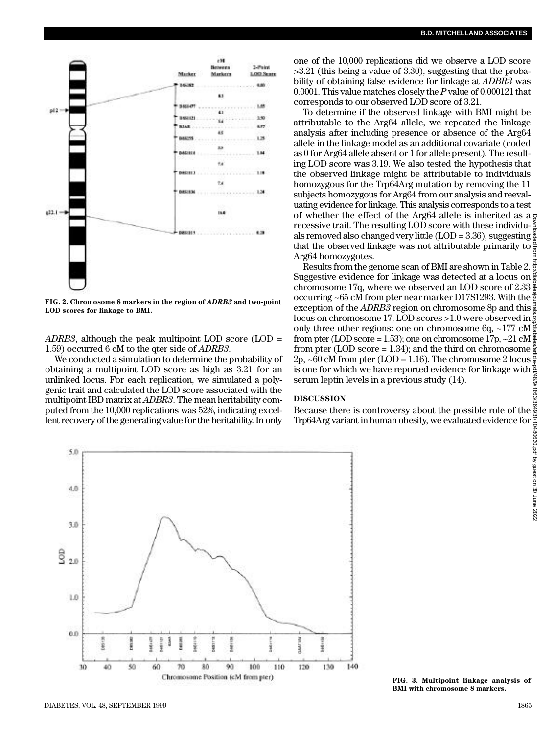FIG. 2. **Chromosome 8 markers in the region of *ADRB3* and two-point LOD scores for linkage to BMI.**

*ADRB3*, although the peak multipoint LOD score (LOD = 1.59) occurred 6 cM to the qter side of *ADRB3*.

We conducted a simulation to determine the probability of obtaining a multipoint LOD score as high as 3.21 for an unlinked locus. For each replication, we simulated a polygenic trait and calculated the LOD score associated with the multipoint IBD matrix at *ADRB3*. The mean heritability computed from the 10,000 replications was 52%, indicating excellent recovery of the generating value for the heritability. In only one of the 10,000 replications did we observe a LOD score >3.21 (this being a value of 3.30), suggesting that the probability of obtaining false evidence for linkage at *ADBR3* was 0.0001. This value matches closely the *P* value of 0.000121 that corresponds to our observed LOD score of 3.21.

To determine if the observed linkage with BMI might be attributable to the Arg64 allele, we repeated the linkage analysis after including presence or absence of the Arg64 allele in the linkage model as an additional covariate (coded as 0 for Arg64 allele absent or 1 for allele present). The resulting LOD score was 3.19. We also tested the hypothesis that the observed linkage might be attributable to individuals homozygous for the Trp64Arg mutation by removing the 11 subjects homozygous for Arg64 from our analysis and reevaluating evidence for linkage. This analysis corresponds to a test of whether the effect of the Arg64 allele is inherited as a recessive trait. The resulting LOD score with these individuals removed also changed very little (LOD = 3.36), suggesting that the observed linkage was not attributable primarily to Arg64 homozygotes.

Results from the genome scan of BMI are shown in Table 2. Suggestive evidence for linkage was detected at a locus on chromosome 17q, where we observed an LOD score of 2.33 occurring ~65 cM from pter near marker D17S1293. With the exception of the *ADRB3* region on chromosome 8p and this locus on chromosome 17, LOD scores >1.0 were observed in only three other regions: one on chromosome 6q, ~177 cM from pter (LOD score = 1.53); one on chromosome 17p, ~21 cM from pter (LOD score = 1.34); and the third on chromosome 2p, ~60 cM from pter (LOD = 1.16). The chromosome 2 locus is one for which we have reported evidence for linkage with serum leptin levels in a previous study (14).

## DISCUSSION

Because there is controversy about the possible role of the Trp64Arg variant in human obesity, we evaluated evidence for

FIG. 3. **Multipoint linkage analysis of BMI with chromosome 8 markers.**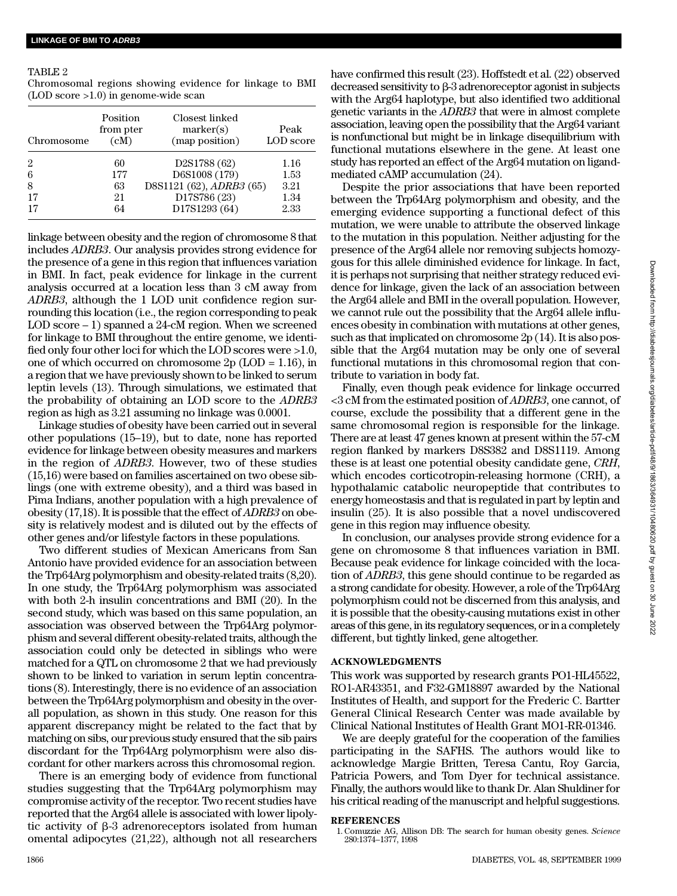TABLE 2
Chromosomal regions showing evidence for linkage to BMI (LOD score >1.0) in genome-wide scan

| Chromosome | Position from pter (cM) | Closest linked marker(s) (map position) | Peak LOD score |
|---|---|---|---|
| 2 | 60 | D2S1788 (62) | 1.16 |
| 6 | 177 | D6S1008 (179) | 1.53 |
| 8 | 63 | D8S1121 (62), *ADRB3* (65) | 3.21 |
| 17 | 21 | D17S786 (23) | 1.34 |
| 17 | 64 | D17S1293 (64) | 2.33 |

linkage between obesity and the region of chromosome 8 that includes *ADRB3*. Our analysis provides strong evidence for the presence of a gene in this region that influences variation in BMI. In fact, peak evidence for linkage in the current analysis occurred at a location less than 3 cM away from *ADRB3*, although the 1 LOD unit confidence region surrounding this location (i.e., the region corresponding to peak LOD score – 1) spanned a 24-cM region. When we screened for linkage to BMI throughout the entire genome, we identified only four other loci for which the LOD scores were >1.0, one of which occurred on chromosome 2p (LOD = 1.16), in a region that we have previously shown to be linked to serum leptin levels (13). Through simulations, we estimated that the probability of obtaining an LOD score to the *ADRB3* region as high as 3.21 assuming no linkage was 0.0001.

Linkage studies of obesity have been carried out in several other populations (15–19), but to date, none has reported evidence for linkage between obesity measures and markers in the region of *ADRB3*. However, two of these studies (15,16) were based on families ascertained on two obese siblings (one with extreme obesity), and a third was based in Pima Indians, another population with a high prevalence of obesity (17,18). It is possible that the effect of *ADRB3* on obesity is relatively modest and is diluted out by the effects of other genes and/or lifestyle factors in these populations.

Two different studies of Mexican Americans from San Antonio have provided evidence for an association between the Trp64Arg polymorphism and obesity-related traits (8,20). In one study, the Trp64Arg polymorphism was associated with both 2-h insulin concentrations and BMI (20). In the second study, which was based on this same population, an association was observed between the Trp64Arg polymorphism and several different obesity-related traits, although the association could only be detected in siblings who were matched for a QTL on chromosome 2 that we had previously shown to be linked to variation in serum leptin concentrations (8). Interestingly, there is no evidence of an association between the Trp64Arg polymorphism and obesity in the overall population, as shown in this study. One reason for this apparent discrepancy might be related to the fact that by matching on sibs, our previous study ensured that the sib pairs discordant for the Trp64Arg polymorphism were also discordant for other markers across this chromosomal region.

There is an emerging body of evidence from functional studies suggesting that the Trp64Arg polymorphism may compromise activity of the receptor. Two recent studies have reported that the Arg64 allele is associated with lower lipolytic activity of β-3 adrenoreceptors isolated from human omental adipocytes (21,22), although not all researchers have confirmed this result (23). Hoffstedt et al. (22) observed decreased sensitivity to β-3 adrenoreceptor agonist in subjects with the Arg64 haplotype, but also identified two additional genetic variants in the *ADRB3* that were in almost complete association, leaving open the possibility that the Arg64 variant is nonfunctional but might be in linkage disequilibrium with functional mutations elsewhere in the gene. At least one study has reported an effect of the Arg64 mutation on ligand-mediated cAMP accumulation (24).

Despite the prior associations that have been reported between the Trp64Arg polymorphism and obesity, and the emerging evidence supporting a functional defect of this mutation, we were unable to attribute the observed linkage to the mutation in this population. Neither adjusting for the presence of the Arg64 allele nor removing subjects homozygous for this allele diminished evidence for linkage. In fact, it is perhaps not surprising that neither strategy reduced evidence for linkage, given the lack of an association between the Arg64 allele and BMI in the overall population. However, we cannot rule out the possibility that the Arg64 allele influences obesity in combination with mutations at other genes, such as that implicated on chromosome 2p (14). It is also possible that the Arg64 mutation may be only one of several functional mutations in this chromosomal region that contribute to variation in body fat.

Finally, even though peak evidence for linkage occurred <3 cM from the estimated position of *ADRB3*, one cannot, of course, exclude the possibility that a different gene in the same chromosomal region is responsible for the linkage. There are at least 47 genes known at present within the 57-cM region flanked by markers D8S382 and D8S1119. Among these is at least one potential obesity candidate gene, *CRH*, which encodes corticotropin-releasing hormone (CRH), a hypothalamic catabolic neuropeptide that contributes to energy homeostasis and that is regulated in part by leptin and insulin (25). It is also possible that a novel undiscovered gene in this region may influence obesity.

In conclusion, our analyses provide strong evidence for a gene on chromosome 8 that influences variation in BMI. Because peak evidence for linkage coincided with the location of *ADRB3*, this gene should continue to be regarded as a strong candidate for obesity. However, a role of the Trp64Arg polymorphism could not be discerned from this analysis, and it is possible that the obesity-causing mutations exist in other areas of this gene, in its regulatory sequences, or in a completely different, but tightly linked, gene altogether.

## ACKNOWLEDGMENTS

This work was supported by research grants PO1-HL45522, RO1-AR43351, and F32-GM18897 awarded by the National Institutes of Health, and support for the Frederic C. Bartter General Clinical Research Center was made available by Clinical National Institutes of Health Grant MO1-RR-01346.

We are deeply grateful for the cooperation of the families participating in the SAFHS. The authors would like to acknowledge Margie Britten, Teresa Cantu, Roy Garcia, Patricia Powers, and Tom Dyer for technical assistance. Finally, the authors would like to thank Dr. Alan Shuldiner for his critical reading of the manuscript and helpful suggestions.

## REFERENCES

1. Comuzzie AG, Allison DB: The search for human obesity genes. *Science* 280:1374–1377, 1998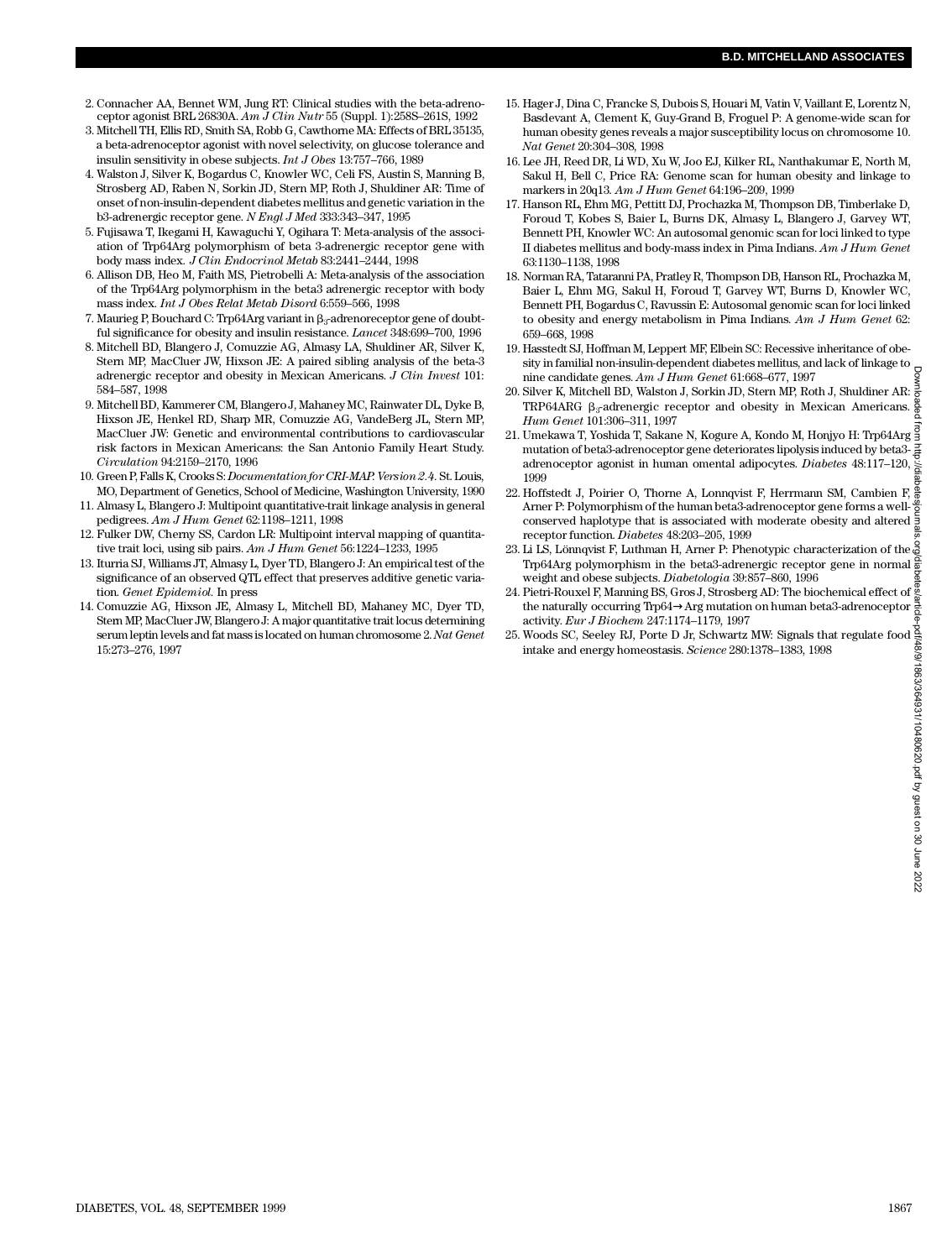2. Connacher AA, Bennet WM, Jung RT: Clinical studies with the beta-adrenoceptor agonist BRL 26830A. *Am J Clin Nutr* 55 (Suppl. 1):258S–261S, 1992
3. Mitchell TH, Ellis RD, Smith SA, Robb G, Cawthorne MA: Effects of BRL 35135, a beta-adrenoceptor agonist with novel selectivity, on glucose tolerance and insulin sensitivity in obese subjects. *Int J Obes* 13:757–766, 1989
4. Walston J, Silver K, Bogardus C, Knowler WC, Celi FS, Austin S, Manning B, Strosberg AD, Raben N, Sorkin JD, Stern MP, Roth J, Shuldiner AR: Time of onset of non-insulin-dependent diabetes mellitus and genetic variation in the b3-adrenergic receptor gene. *N Engl J Med* 333:343–347, 1995
5. Fujisawa T, Ikegami H, Kawaguchi Y, Ogihara T: Meta-analysis of the association of Trp64Arg polymorphism of beta 3-adrenergic receptor gene with body mass index. *J Clin Endocrinol Metab* 83:2441–2444, 1998
6. Allison DB, Heo M, Faith MS, Pietrobelli A: Meta-analysis of the association of the Trp64Arg polymorphism in the beta3 adrenergic receptor with body mass index. *Int J Obes Relat Metab Disord* 6:559–566, 1998
7. Maurieg P, Bouchard C: Trp64Arg variant in $\beta_3$-adrenoreceptor gene of doubtful significance for obesity and insulin resistance. *Lancet* 348:699–700, 1996
8. Mitchell BD, Blangero J, Comuzzie AG, Almasy LA, Shuldiner AR, Silver K, Stern MP, MacCluer JW, Hixson JE: A paired sibling analysis of the beta-3 adrenergic receptor and obesity in Mexican Americans. *J Clin Invest* 101: 584–587, 1998
9. Mitchell BD, Kammerer CM, Blangero J, Mahaney MC, Rainwater DL, Dyke B, Hixson JE, Henkel RD, Sharp MR, Comuzzie AG, VandeBerg JL, Stern MP, MacCluer JW: Genetic and environmental contributions to cardiovascular risk factors in Mexican Americans: the San Antonio Family Heart Study. *Circulation* 94:2159–2170, 1996
10. Green P, Falls K, Crooks S: *Documentation for CRI-MAP. Version 2.4*. St. Louis, MO, Department of Genetics, School of Medicine, Washington University, 1990
11. Almasy L, Blangero J: Multipoint quantitative-trait linkage analysis in general pedigrees. *Am J Hum Genet* 62:1198–1211, 1998
12. Fulker DW, Cherny SS, Cardon LR: Multipoint interval mapping of quantitative trait loci, using sib pairs. *Am J Hum Genet* 56:1224–1233, 1995
13. Iturria SJ, Williams JT, Almasy L, Dyer TD, Blangero J: An empirical test of the significance of an observed QTL effect that preserves additive genetic variation. *Genet Epidemiol*. In press
14. Comuzzie AG, Hixson JE, Almasy L, Mitchell BD, Mahaney MC, Dyer TD, Stern MP, MacCluer JW, Blangero J: A major quantitative trait locus determining serum leptin levels and fat mass is located on human chromosome 2. *Nat Genet* 15:273–276, 1997
15. Hager J, Dina C, Francke S, Dubois S, Houari M, Vatin V, Vaillant E, Lorentz N, Basdevant A, Clement K, Guy-Grand B, Froguel P: A genome-wide scan for human obesity genes reveals a major susceptibility locus on chromosome 10. *Nat Genet* 20:304–308, 1998
16. Lee JH, Reed DR, Li WD, Xu W, Joo EJ, Kilker RL, Nanthakumar E, North M, Sakul H, Bell C, Price RA: Genome scan for human obesity and linkage to markers in 20q13. *Am J Hum Genet* 64:196–209, 1999
17. Hanson RL, Ehm MG, Pettitt DJ, Prochazka M, Thompson DB, Timberlake D, Foroud T, Kobes S, Baier L, Burns DK, Almasy L, Blangero J, Garvey WT, Bennett PH, Knowler WC: An autosomal genomic scan for loci linked to type II diabetes mellitus and body-mass index in Pima Indians. *Am J Hum Genet* 63:1130–1138, 1998
18. Norman RA, Tataranni PA, Pratley R, Thompson DB, Hanson RL, Prochazka M, Baier L, Ehm MG, Sakul H, Foroud T, Garvey WT, Burns D, Knowler WC, Bennett PH, Bogardus C, Ravussin E: Autosomal genomic scan for loci linked to obesity and energy metabolism in Pima Indians. *Am J Hum Genet* 62: 659–668, 1998
19. Hasstedt SJ, Hoffman M, Leppert MF, Elbein SC: Recessive inheritance of obesity in familial non-insulin-dependent diabetes mellitus, and lack of linkage to nine candidate genes. *Am J Hum Genet* 61:668–677, 1997
20. Silver K, Mitchell BD, Walston J, Sorkin JD, Stern MP, Roth J, Shuldiner AR: TRP64ARG $\beta_3$-adrenergic receptor and obesity in Mexican Americans. *Hum Genet* 101:306–311, 1997
21. Umekawa T, Yoshida T, Sakane N, Kogure A, Kondo M, Honjyo H: Trp64Arg mutation of beta3-adrenoceptor gene deteriorates lipolysis induced by beta3-adrenoceptor agonist in human omental adipocytes. *Diabetes* 48:117–120, 1999
22. Hoffstedt J, Poirier O, Thorne A, Lonnqvist F, Herrmann SM, Cambien F, Arner P: Polymorphism of the human beta3-adrenoceptor gene forms a well-conserved haplotype that is associated with moderate obesity and altered receptor function. *Diabetes* 48:203–205, 1999
23. Li LS, Lönnqvist F, Luthman H, Arner P: Phenotypic characterization of the Trp64Arg polymorphism in the beta3-adrenergic receptor gene in normal weight and obese subjects. *Diabetologia* 39:857–860, 1996
24. Pietri-Rouxel F, Manning BS, Gros J, Strosberg AD: The biochemical effect of the naturally occurring Trp64→Arg mutation on human beta3-adrenoceptor activity. *Eur J Biochem* 247:1174–1179, 1997
25. Woods SC, Seeley RJ, Porte D Jr, Schwartz MW: Signals that regulate food intake and energy homeostasis. *Science* 280:1378–1383, 1998